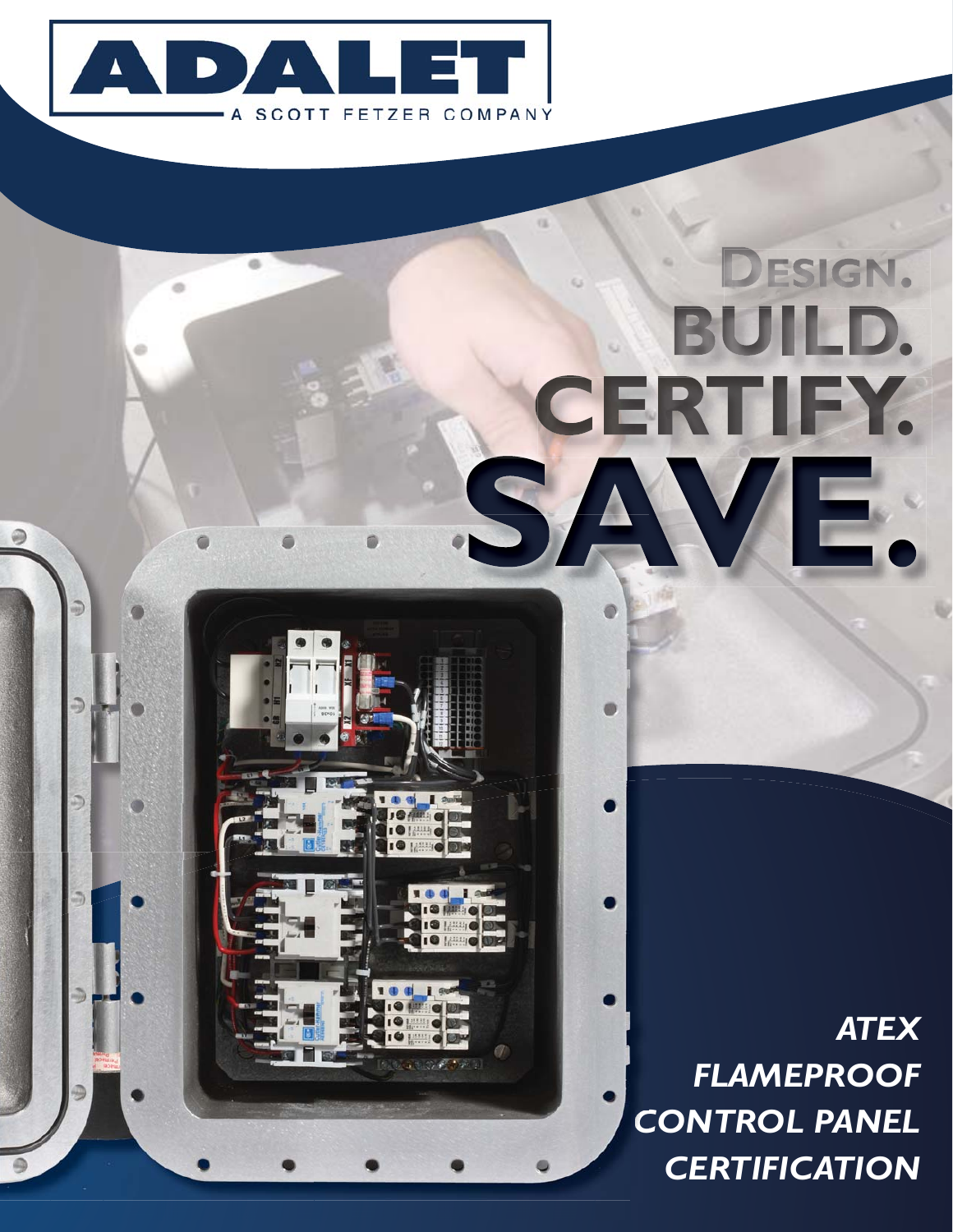# ADALET

A SCOTT FETZER COMPANY

# DESIGN. BUILD. CERTIFY. SAVE.

*ATEX FLAMEPROOF CONTROL PANEL CERTIFICATION*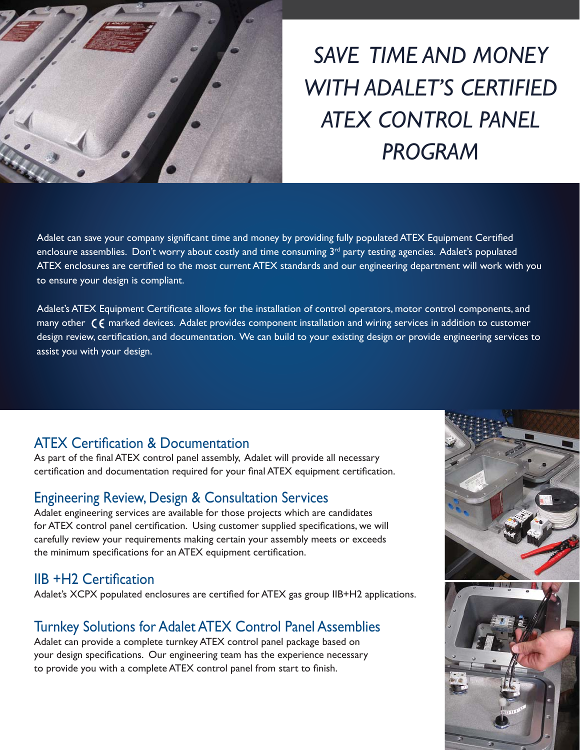# SAVE TIME AND MONEY WITH ADALET'S CERTIFIED ATEX CONTROL PANEL PROGRAM

Adalet can save your company significant time and money by providing fully populated ATEX Equipment Certified enclosure assemblies. Don't worry about costly and time consuming 3rd party testing agencies. Adalet's populated ATEX enclosures are certified to the most current ATEX standards and our engineering department will work with you to ensure your design is compliant.

Adalet's ATEX Equipment Certificate allows for the installation of control operators, motor control components, and many other CE marked devices. Adalet provides component installation and wiring services in addition to customer design review, certification, and documentation. We can build to your existing design or provide engineering services to assist you with your design.

## ATEX Certification & Documentation

As part of the final ATEX control panel assembly, Adalet will provide all necessary certification and documentation required for your final ATEX equipment certification.

## Engineering Review, Design & Consultation Services

Adalet engineering services are available for those projects which are candidates for ATEX control panel certification. Using customer supplied specifications, we will carefully review your requirements making certain your assembly meets or exceeds the minimum specifications for an ATEX equipment certification.

## IIB +H2 Certification

Adalet's XCPX populated enclosures are certified for ATEX gas group IIB+H2 applications.

## Turnkey Solutions for Adalet ATEX Control Panel Assemblies

Adalet can provide a complete turnkey ATEX control panel package based on your design specifications. Our engineering team has the experience necessary to provide you with a complete ATEX control panel from start to finish.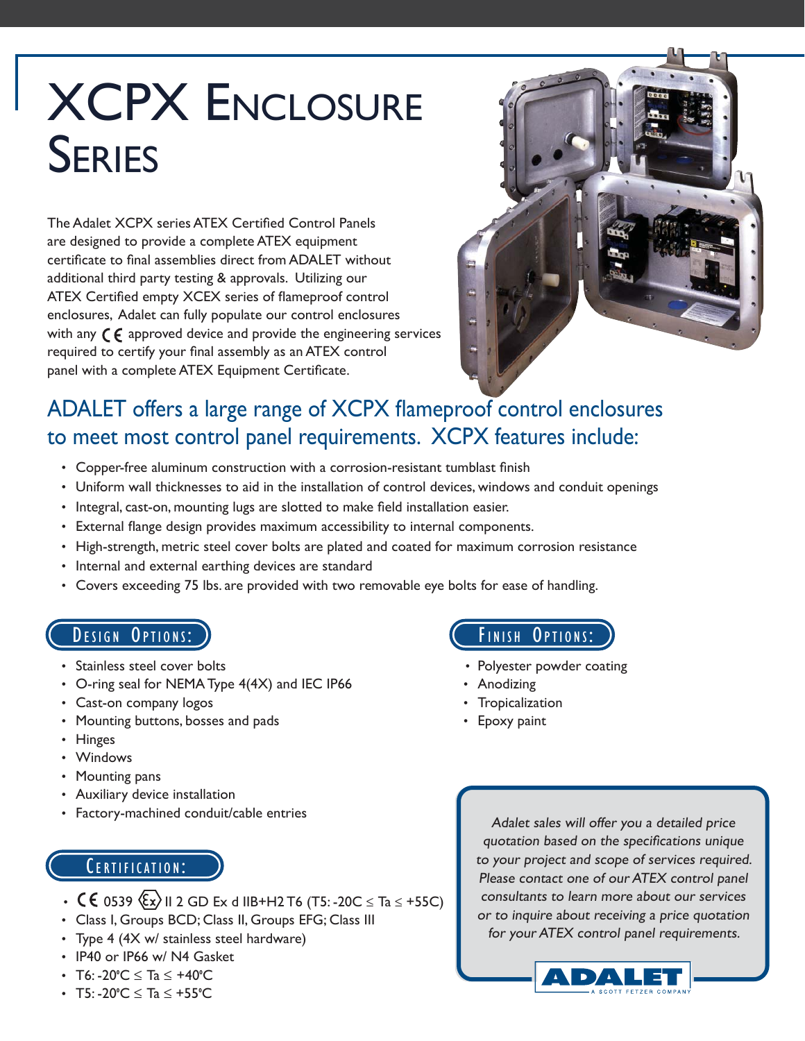# XCPX Enclosure Series

The Adalet XCPX series ATEX Certified Control Panels are designed to provide a complete ATEX equipment certificate to final assemblies direct from ADALET without additional third party testing & approvals. Utilizing our ATEX Certified empty XCEX series of flameproof control enclosures, Adalet can fully populate our control enclosures with any CE approved device and provide the engineering services required to certify your final assembly as an ATEX control panel with a complete ATEX Equipment Certificate.

## ADALET offers a large range of XCPX flameproof control enclosures to meet most control panel requirements. XCPX features include:

- Copper-free aluminum construction with a corrosion-resistant tumblast finish
- Uniform wall thicknesses to aid in the installation of control devices, windows and conduit openings
- Integral, cast-on, mounting lugs are slotted to make field installation easier.
- External flange design provides maximum accessibility to internal components.
- High-strength, metric steel cover bolts are plated and coated for maximum corrosion resistance
- Internal and external earthing devices are standard
- Covers exceeding 75 lbs. are provided with two removable eye bolts for ease of handling.

### Design Options:

- Stainless steel cover bolts
- O-ring seal for NEMA Type 4(4X) and IEC IP66
- Cast-on company logos
- Mounting buttons, bosses and pads
- Hinges
- Windows
- Mounting pans
- Auxiliary device installation
- Factory-machined conduit/cable entries

### Certification:

- CE 0539 Ex II 2 GD Ex d IIB+H2 T6 (T5: -20C ≤ Ta ≤ +55C)
- Class I, Groups BCD; Class II, Groups EFG; Class III
- Type 4 (4X w/ stainless steel hardware)
- IP40 or IP66 w/ N4 Gasket
- T6: -20°C ≤ Ta ≤ +40°C
- T5: -20°C ≤ Ta ≤ +55°C

### Finish Options:

- Polyester powder coating
- Anodizing
- Tropicalization
- Epoxy paint

*Adalet sales will offer you a detailed price quotation based on the specifications unique to your project and scope of services required. Please contact one of our ATEX control panel consultants to learn more about our services or to inquire about receiving a price quotation for your ATEX control panel requirements.*

ADALET
A SCOTT FETZER COMPANY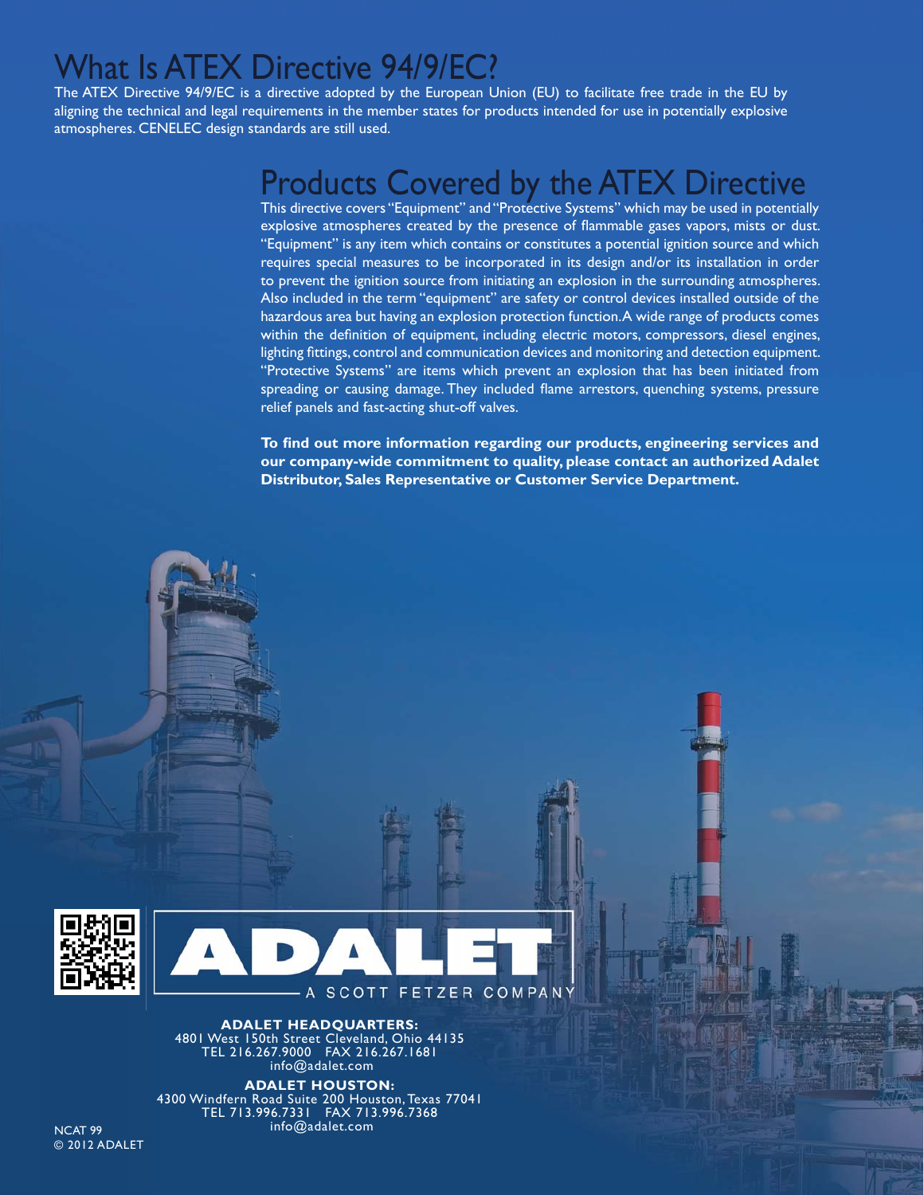# What Is ATEX Directive 94/9/EC?

The ATEX Directive 94/9/EC is a directive adopted by the European Union (EU) to facilitate free trade in the EU by aligning the technical and legal requirements in the member states for products intended for use in potentially explosive atmospheres. CENELEC design standards are still used.

## Products Covered by the ATEX Directive

This directive covers "Equipment" and "Protective Systems" which may be used in potentially explosive atmospheres created by the presence of flammable gases vapors, mists or dust. "Equipment" is any item which contains or constitutes a potential ignition source and which requires special measures to be incorporated in its design and/or its installation in order to prevent the ignition source from initiating an explosion in the surrounding atmospheres. Also included in the term "equipment" are safety or control devices installed outside of the hazardous area but having an explosion protection function. A wide range of products comes within the definition of equipment, including electric motors, compressors, diesel engines, lighting fittings, control and communication devices and monitoring and detection equipment. "Protective Systems" are items which prevent an explosion that has been initiated from spreading or causing damage. They included flame arrestors, quenching systems, pressure relief panels and fast-acting shut-off valves.

**To find out more information regarding our products, engineering services and our company-wide commitment to quality, please contact an authorized Adalet Distributor, Sales Representative or Customer Service Department.**

ADALET

A SCOTT FETZER COMPANY

**ADALET HEADQUARTERS:**
4801 West 150th Street Cleveland, Ohio 44135
TEL 216.267.9000 FAX 216.267.1681
info@adalet.com

**ADALET HOUSTON:**
4300 Windfern Road Suite 200 Houston, Texas 77041
TEL 713.996.7331 FAX 713.996.7368
info@adalet.com

NCAT 99
© 2012 ADALET